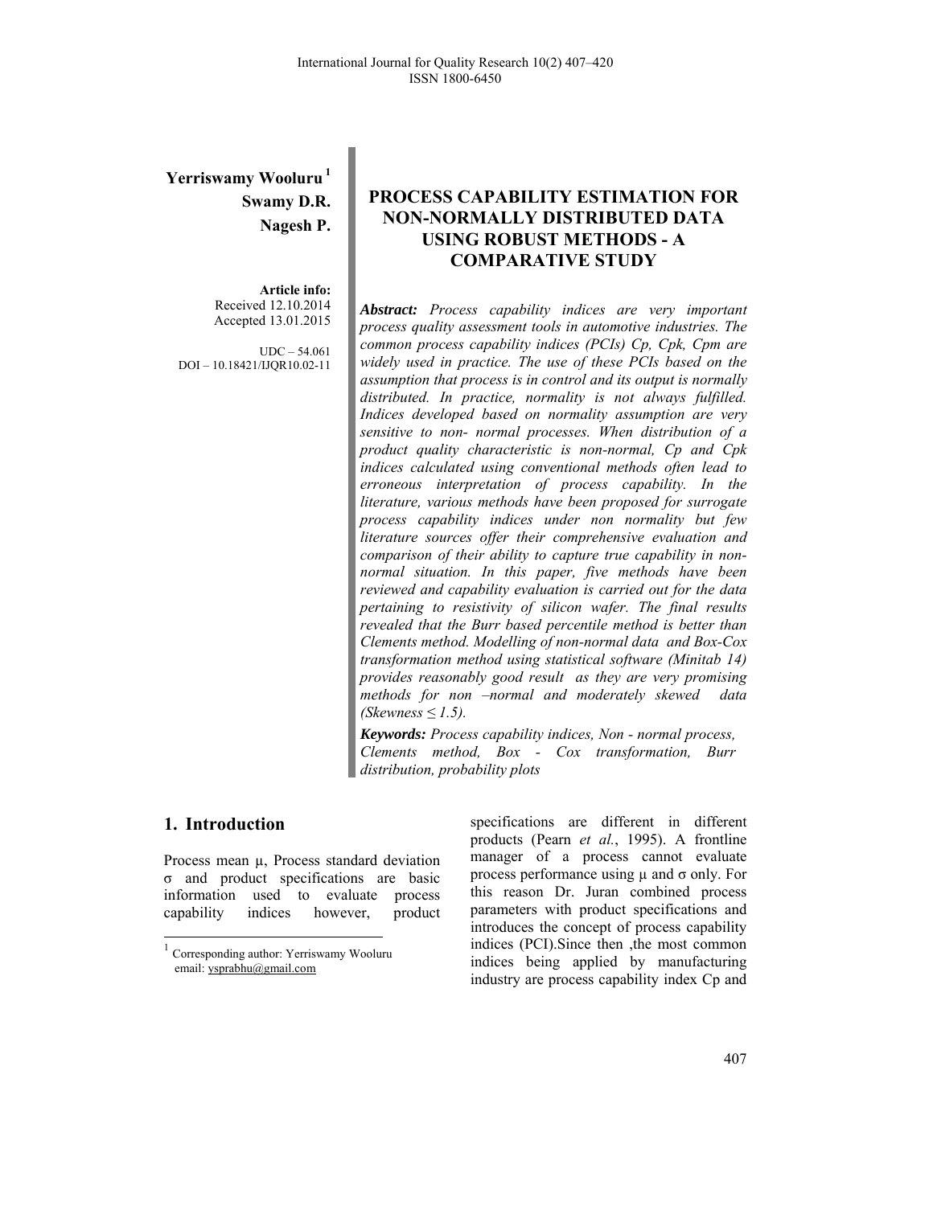**Yerriswamy Wooluru** [1]
**Swamy D.R.**
**Nagesh P.**

**Article info:**
Received 12.10.2014
Accepted 13.01.2015

UDC – 54.061
DOI – 10.18421/IJQR10.02-11

# PROCESS CAPABILITY ESTIMATION FOR NON-NORMALLY DISTRIBUTED DATA USING ROBUST METHODS - A COMPARATIVE STUDY

***Abstract:*** *Process capability indices are very important process quality assessment tools in automotive industries. The common process capability indices (PCIs) Cp, Cpk, Cpm are widely used in practice. The use of these PCIs based on the assumption that process is in control and its output is normally distributed. In practice, normality is not always fulfilled. Indices developed based on normality assumption are very sensitive to non- normal processes. When distribution of a product quality characteristic is non-normal, Cp and Cpk indices calculated using conventional methods often lead to erroneous interpretation of process capability. In the literature, various methods have been proposed for surrogate process capability indices under non normality but few literature sources offer their comprehensive evaluation and comparison of their ability to capture true capability in non-normal situation. In this paper, five methods have been reviewed and capability evaluation is carried out for the data pertaining to resistivity of silicon wafer. The final results revealed that the Burr based percentile method is better than Clements method. Modelling of non-normal data and Box-Cox transformation method using statistical software (Minitab 14) provides reasonably good result as they are very promising methods for non –normal and moderately skewed data (Skewness ≤ 1.5).*

***Keywords:*** *Process capability indices, Non - normal process, Clements method, Box - Cox transformation, Burr distribution, probability plots*

## 1. Introduction

Process mean μ, Process standard deviation σ and product specifications are basic information used to evaluate process capability indices however, product specifications are different in different products (Pearn *et al.*, 1995). A frontline manager of a process cannot evaluate process performance using μ and σ only. For this reason Dr. Juran combined process parameters with product specifications and introduces the concept of process capability indices (PCI).Since then ,the most common indices being applied by manufacturing industry are process capability index Cp and

[1] Corresponding author: Yerriswamy Wooluru
email: ysprabhu@gmail.com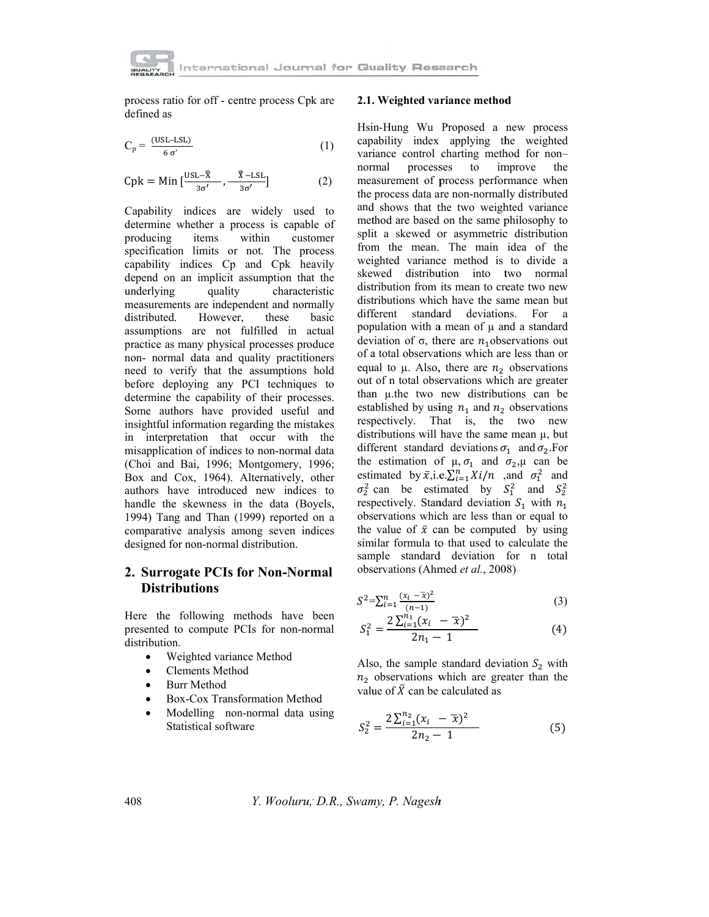process ratio for off - centre process Cpk are defined as

$$C_p = \frac{(USL-LSL)}{6\,\sigma'} \tag{1}$$

$$Cpk = Min\left[\frac{USL-\bar{X}}{3\sigma'}, \frac{\bar{X}-LSL}{3\sigma'}\right] \tag{2}$$

Capability indices are widely used to determine whether a process is capable of producing items within customer specification limits or not. The process capability indices Cp and Cpk heavily depend on an implicit assumption that the underlying quality characteristic measurements are independent and normally distributed. However, these basic assumptions are not fulfilled in actual practice as many physical processes produce non- normal data and quality practitioners need to verify that the assumptions hold before deploying any PCI techniques to determine the capability of their processes. Some authors have provided useful and insightful information regarding the mistakes in interpretation that occur with the misapplication of indices to non-normal data (Choi and Bai, 1996; Montgomery, 1996; Box and Cox, 1964). Alternatively, other authors have introduced new indices to handle the skewness in the data (Boyels, 1994) Tang and Than (1999) reported on a comparative analysis among seven indices designed for non-normal distribution.

## 2. Surrogate PCIs for Non-Normal Distributions

Here the following methods have been presented to compute PCIs for non-normal distribution.

- Weighted variance Method
- Clements Method
- Burr Method
- Box-Cox Transformation Method
- Modelling non-normal data using Statistical software

### 2.1. Weighted variance method

Hsin-Hung Wu Proposed a new process capability index applying the weighted variance control charting method for non–normal processes to improve the measurement of process performance when the process data are non-normally distributed and shows that the two weighted variance method are based on the same philosophy to split a skewed or asymmetric distribution from the mean. The main idea of the weighted variance method is to divide a skewed distribution into two normal distribution from its mean to create two new distributions which have the same mean but different standard deviations. For a population with a mean of μ and a standard deviation of σ, there are $n_1$observations out of a total observations which are less than or equal to μ. Also, there are $n_2$ observations out of n total observations which are greater than μ.the two new distributions can be established by using $n_1$ and $n_2$ observations respectively. That is, the two new distributions will have the same mean μ, but different standard deviations $\sigma_1$ and $\sigma_2$.For the estimation of $\mu, \sigma_1$ and $\sigma_2$,μ can be estimated by $\bar{x}$,i.e.$\sum_{i=1}^{n} Xi/n$ ,and $\sigma_1^2$ and $\sigma_2^2$ can be estimated by $S_1^2$ and $S_2^2$ respectively. Standard deviation $S_1$ with $n_1$ observations which are less than or equal to the value of $\bar{x}$ can be computed by using similar formula to that used to calculate the sample standard deviation for n total observations (Ahmed *et al.*, 2008)

$$S^2 = \sum_{i=1}^{n} \frac{(x_i - \bar{x})^2}{(n-1)} \tag{3}$$

$$S_1^2 = \frac{2\sum_{i=1}^{n_1}(x_i - \bar{x})^2}{2n_1 - 1} \tag{4}$$

Also, the sample standard deviation $S_2$ with $n_2$ observations which are greater than the value of $\bar{X}$ can be calculated as

$$S_2^2 = \frac{2\sum_{i=1}^{n_2}(x_i - \bar{x})^2}{2n_2 - 1} \tag{5}$$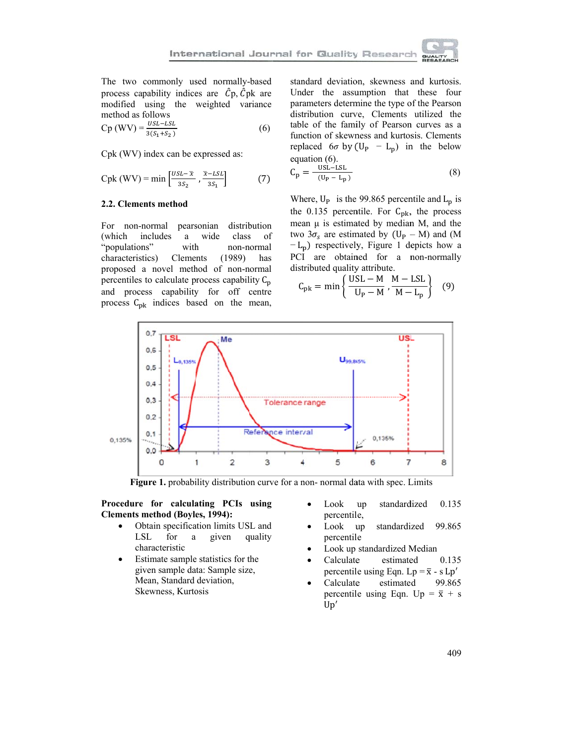The two commonly used normally-based process capability indices are $\hat{C}p, \hat{C}pk$ are modified using the weighted variance method as follows

$$Cp\ (WV) = \frac{USL - LSL}{3(S_1 + S_2)} \qquad (6)$$

Cpk (WV) index can be expressed as:

$$Cpk\ (WV) = \min\left[\frac{USL - \bar{x}}{3S_2}, \frac{\bar{x} - LSL}{3S_1}\right] \qquad (7)$$

### 2.2. Clements method

For non-normal pearsonian distribution (which includes a wide class of "populations" with non-normal characteristics) Clements (1989) has proposed a novel method of non-normal percentiles to calculate process capability $C_p$ and process capability for off centre process $C_{pk}$ indices based on the mean, standard deviation, skewness and kurtosis. Under the assumption that these four parameters determine the type of the Pearson distribution curve, Clements utilized the table of the family of Pearson curves as a function of skewness and kurtosis. Clements replaced $6\sigma$ by $(U_P - L_p)$ in the below equation (6).

$$C_p = \frac{USL - LSL}{(U_P - L_p)} \qquad (8)$$

Where, $U_P$ is the 99.865 percentile and $L_p$ is the 0.135 percentile. For $C_{pk}$, the process mean μ is estimated by median M, and the two $3\sigma_s$ are estimated by $(U_P - M)$ and $(M - L_p)$ respectively, Figure 1 depicts how a PCI are obtained for a non-normally distributed quality attribute.

$$C_{pk} = \min\left\{\frac{USL - M}{U_P - M}, \frac{M - LSL}{M - L_p}\right\} \qquad (9)$$

**Figure 1.** probability distribution curve for a non- normal data with spec. Limits

**Procedure for calculating PCIs using Clements method (Boyles, 1994):**

- Obtain specification limits USL and LSL for a given quality characteristic
- Estimate sample statistics for the given sample data: Sample size, Mean, Standard deviation, Skewness, Kurtosis
- Look up standardized 0.135 percentile,
- Look up standardized 99.865 percentile
- Look up standardized Median
- Calculate estimated 0.135 percentile using Eqn. $Lp = \bar{x} - s\,Lp'$
- Calculate estimated 99.865 percentile using Eqn. $Up = \bar{x} + s\,Up'$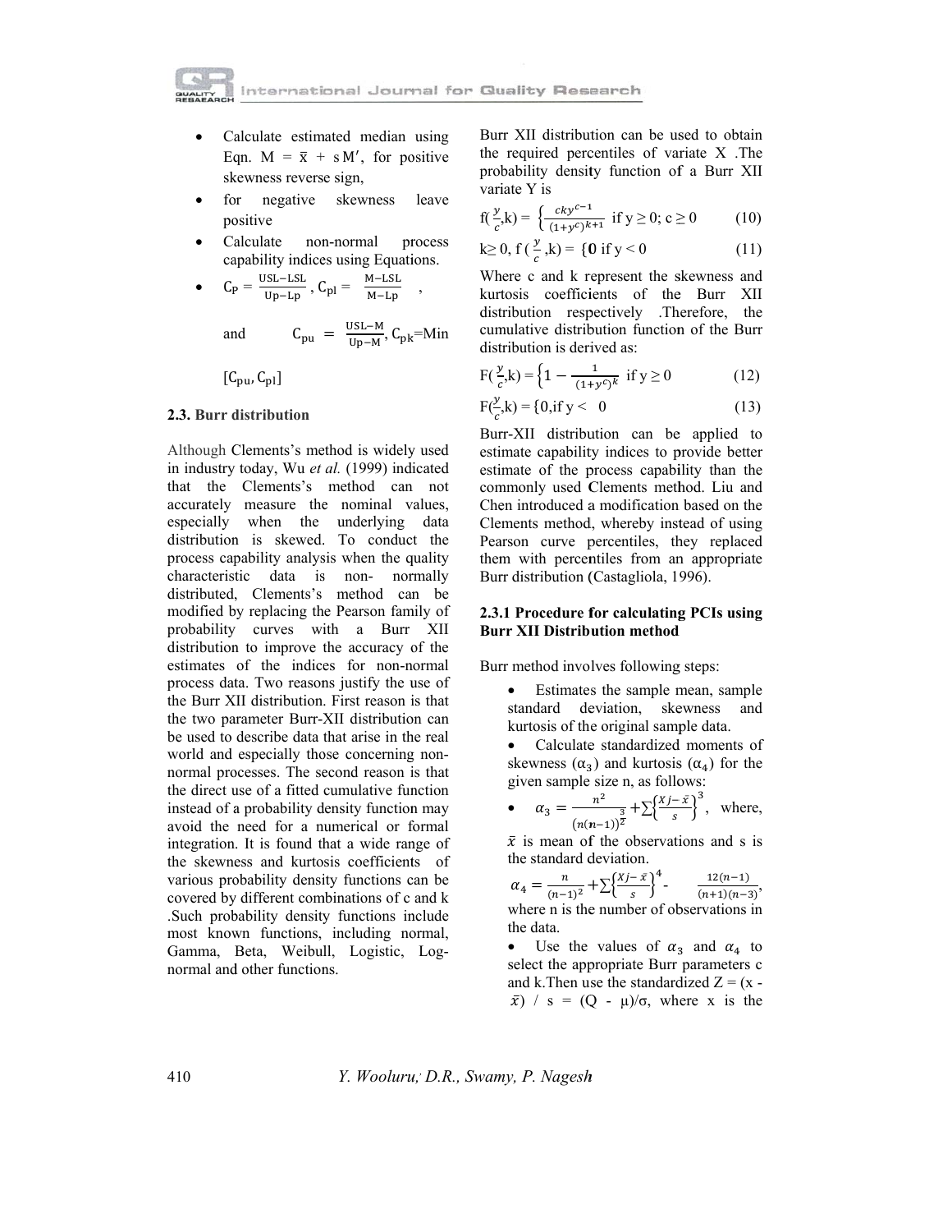- Calculate estimated median using Eqn. $M = \bar{x} + s M'$, for positive skewness reverse sign,
- for negative skewness leave positive
- Calculate non-normal process capability indices using Equations.
- $C_P = \frac{USL-LSL}{Up-Lp}$, $C_{pl} = \frac{M-LSL}{M-Lp}$, and $C_{pu} = \frac{USL-M}{Up-M}$, $C_{pk}$=Min $[C_{pu}, C_{pl}]$

### 2.3. Burr distribution

Although Clements's method is widely used in industry today, Wu *et al.* (1999) indicated that the Clements's method can not accurately measure the nominal values, especially when the underlying data distribution is skewed. To conduct the process capability analysis when the quality characteristic data is non- normally distributed, Clements's method can be modified by replacing the Pearson family of probability curves with a Burr XII distribution to improve the accuracy of the estimates of the indices for non-normal process data. Two reasons justify the use of the Burr XII distribution. First reason is that the two parameter Burr-XII distribution can be used to describe data that arise in the real world and especially those concerning non-normal processes. The second reason is that the direct use of a fitted cumulative function instead of a probability density function may avoid the need for a numerical or formal integration. It is found that a wide range of the skewness and kurtosis coefficients of various probability density functions can be covered by different combinations of c and k .Such probability density functions include most known functions, including normal, Gamma, Beta, Weibull, Logistic, Log-normal and other functions.

Burr XII distribution can be used to obtain the required percentiles of variate X .The probability density function of a Burr XII variate Y is

$$f(\tfrac{y}{c},k) = \left\{\frac{cky^{c-1}}{(1+y^c)^{k+1}} \text{ if } y \geq 0;\ c \geq 0 \right. \tag{10}$$

$$k \geq 0,\ f(\tfrac{y}{c},k) = \{0 \text{ if } y < 0 \tag{11}$$

Where c and k represent the skewness and kurtosis coefficients of the Burr XII distribution respectively .Therefore, the cumulative distribution function of the Burr distribution is derived as:

$$F(\tfrac{y}{c},k) = \left\{1 - \frac{1}{(1+y^c)^k} \text{ if } y \geq 0 \right. \tag{12}$$

$$F(\tfrac{y}{c},k) = \{0, \text{if } y < 0 \tag{13}$$

Burr-XII distribution can be applied to estimate capability indices to provide better estimate of the process capability than the commonly used Clements method. Liu and Chen introduced a modification based on the Clements method, whereby instead of using Pearson curve percentiles, they replaced them with percentiles from an appropriate Burr distribution (Castagliola, 1996).

#### 2.3.1 Procedure for calculating PCIs using Burr XII Distribution method

Burr method involves following steps:

- Estimates the sample mean, sample standard deviation, skewness and kurtosis of the original sample data.
- Calculate standardized moments of skewness ($\alpha_3$) and kurtosis ($\alpha_4$) for the given sample size n, as follows:
- $\alpha_3 = \frac{n^2}{(n(n-1))^{\frac{3}{2}}} + \sum\left\{\frac{Xj-\bar{x}}{s}\right\}^3$, where, $\bar{x}$ is mean of the observations and s is the standard deviation.

$\alpha_4 = \frac{n}{(n-1)^2} + \sum\left\{\frac{Xj-\bar{x}}{s}\right\}^4 - \frac{12(n-1)}{(n+1)(n-3)}$, where n is the number of observations in the data.

- Use the values of $\alpha_3$ and $\alpha_4$ to select the appropriate Burr parameters c and k.Then use the standardized $Z = (x - \bar{x}) / s = (Q - \mu)/\sigma$, where x is the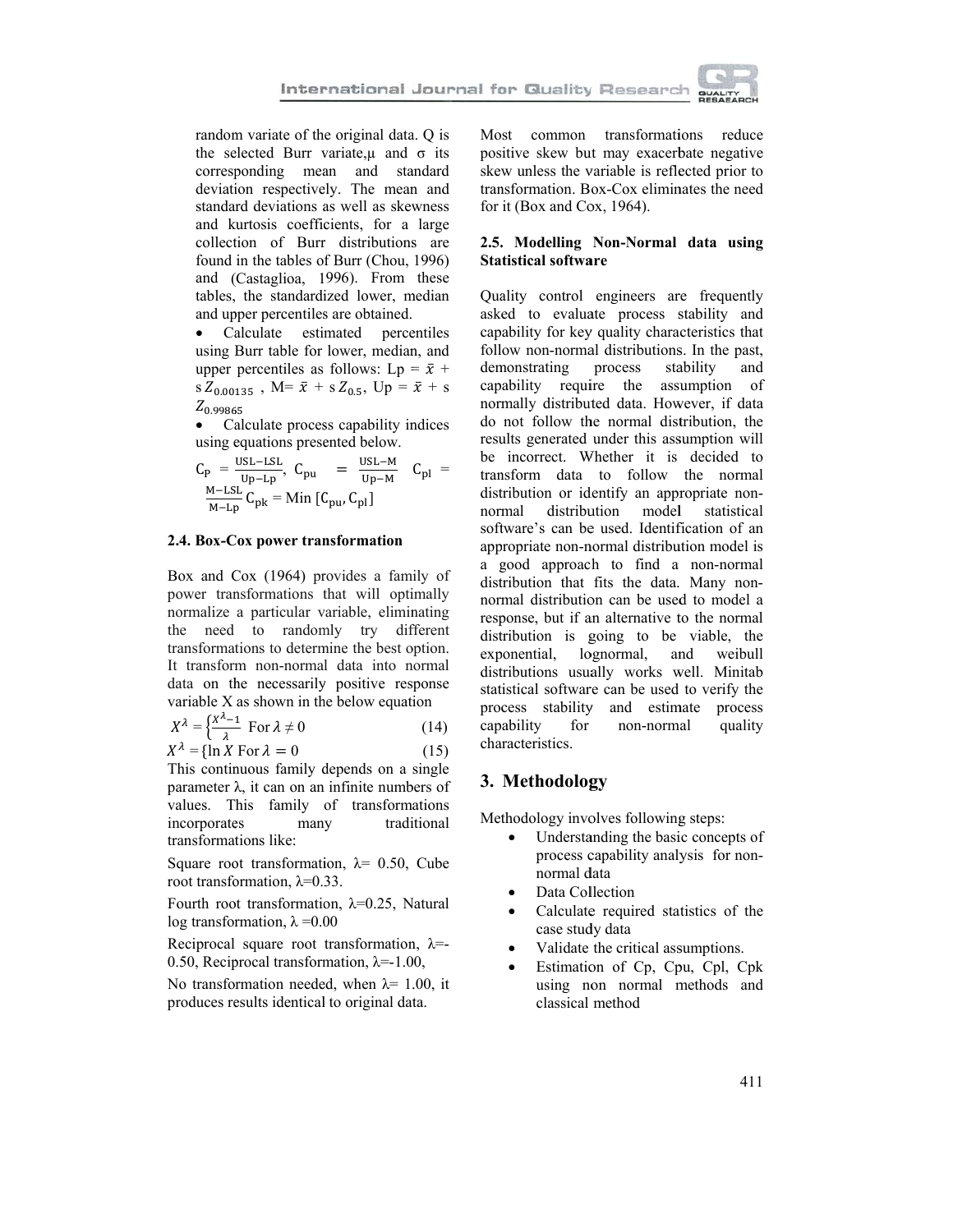random variate of the original data. Q is the selected Burr variate,μ and σ its corresponding mean and standard deviation respectively. The mean and standard deviations as well as skewness and kurtosis coefficients, for a large collection of Burr distributions are found in the tables of Burr (Chou, 1996) and (Castaglioa, 1996). From these tables, the standardized lower, median and upper percentiles are obtained.

- Calculate estimated percentiles using Burr table for lower, median, and upper percentiles as follows: Lp = $\bar{x}$ + s $Z_{0.00135}$ , M= $\bar{x}$ + s $Z_{0.5}$, Up = $\bar{x}$ + s $Z_{0.99865}$
- Calculate process capability indices using equations presented below.

$C_p = \frac{USL-LSL}{Up-Lp}$, $C_{pu} = \frac{USL-M}{Up-M}$ $C_{pl} = \frac{M-LSL}{M-Lp}$ $C_{pk}$ = Min [$C_{pu}$, $C_{pl}$]

### 2.4. Box-Cox power transformation

Box and Cox (1964) provides a family of power transformations that will optimally normalize a particular variable, eliminating the need to randomly try different transformations to determine the best option. It transform non-normal data into normal data on the necessarily positive response variable X as shown in the below equation

$$X^{\lambda} = \left\{\frac{X^{\lambda}-1}{\lambda} \text{ For } \lambda \neq 0 \right. \quad (14)$$

$$X^{\lambda} = \{\ln X \text{ For } \lambda = 0 \quad (15)$$

This continuous family depends on a single parameter λ, it can on an infinite numbers of values. This family of transformations incorporates many traditional transformations like:

Square root transformation, λ= 0.50, Cube root transformation, λ=0.33.

Fourth root transformation, λ=0.25, Natural log transformation, λ =0.00

Reciprocal square root transformation, λ=-0.50, Reciprocal transformation, λ=-1.00,

No transformation needed, when λ= 1.00, it produces results identical to original data.

Most common transformations reduce positive skew but may exacerbate negative skew unless the variable is reflected prior to transformation. Box-Cox eliminates the need for it (Box and Cox, 1964).

### 2.5. Modelling Non-Normal data using Statistical software

Quality control engineers are frequently asked to evaluate process stability and capability for key quality characteristics that follow non-normal distributions. In the past, demonstrating process stability and capability require the assumption of normally distributed data. However, if data do not follow the normal distribution, the results generated under this assumption will be incorrect. Whether it is decided to transform data to follow the normal distribution or identify an appropriate non-normal distribution model statistical software's can be used. Identification of an appropriate non-normal distribution model is a good approach to find a non-normal distribution that fits the data. Many non-normal distribution can be used to model a response, but if an alternative to the normal distribution is going to be viable, the exponential, lognormal, and weibull distributions usually works well. Minitab statistical software can be used to verify the process stability and estimate process capability for non-normal quality characteristics.

## 3. Methodology

Methodology involves following steps:

- Understanding the basic concepts of process capability analysis for non-normal data
- Data Collection
- Calculate required statistics of the case study data
- Validate the critical assumptions.
- Estimation of Cp, Cpu, Cpl, Cpk using non normal methods and classical method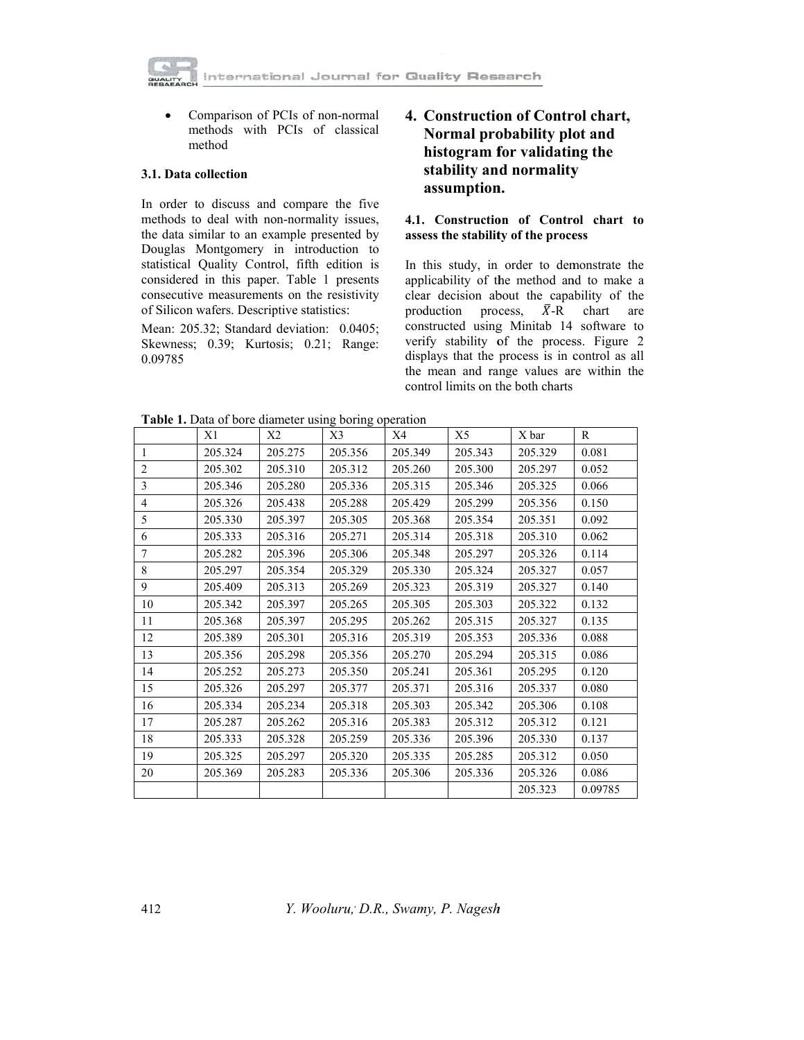- Comparison of PCIs of non-normal methods with PCIs of classical method

### 3.1. Data collection

In order to discuss and compare the five methods to deal with non-normality issues, the data similar to an example presented by Douglas Montgomery in introduction to statistical Quality Control, fifth edition is considered in this paper. Table 1 presents consecutive measurements on the resistivity of Silicon wafers. Descriptive statistics:

Mean: 205.32; Standard deviation: 0.0405; Skewness; 0.39; Kurtosis; 0.21; Range: 0.09785

## 4. Construction of Control chart, Normal probability plot and histogram for validating the stability and normality assumption.

### 4.1. Construction of Control chart to assess the stability of the process

In this study, in order to demonstrate the applicability of the method and to make a clear decision about the capability of the production process, $\bar{X}$-R chart are constructed using Minitab 14 software to verify stability of the process. Figure 2 displays that the process is in control as all the mean and range values are within the control limits on the both charts

**Table 1.** Data of bore diameter using boring operation

| | X1 | X2 | X3 | X4 | X5 | X bar | R |
|---|---|---|---|---|---|---|---|
| 1 | 205.324 | 205.275 | 205.356 | 205.349 | 205.343 | 205.329 | 0.081 |
| 2 | 205.302 | 205.310 | 205.312 | 205.260 | 205.300 | 205.297 | 0.052 |
| 3 | 205.346 | 205.280 | 205.336 | 205.315 | 205.346 | 205.325 | 0.066 |
| 4 | 205.326 | 205.438 | 205.288 | 205.429 | 205.299 | 205.356 | 0.150 |
| 5 | 205.330 | 205.397 | 205.305 | 205.368 | 205.354 | 205.351 | 0.092 |
| 6 | 205.333 | 205.316 | 205.271 | 205.314 | 205.318 | 205.310 | 0.062 |
| 7 | 205.282 | 205.396 | 205.306 | 205.348 | 205.297 | 205.326 | 0.114 |
| 8 | 205.297 | 205.354 | 205.329 | 205.330 | 205.324 | 205.327 | 0.057 |
| 9 | 205.409 | 205.313 | 205.269 | 205.323 | 205.319 | 205.327 | 0.140 |
| 10 | 205.342 | 205.397 | 205.265 | 205.305 | 205.303 | 205.322 | 0.132 |
| 11 | 205.368 | 205.397 | 205.295 | 205.262 | 205.315 | 205.327 | 0.135 |
| 12 | 205.389 | 205.301 | 205.316 | 205.319 | 205.353 | 205.336 | 0.088 |
| 13 | 205.356 | 205.298 | 205.356 | 205.270 | 205.294 | 205.315 | 0.086 |
| 14 | 205.252 | 205.273 | 205.350 | 205.241 | 205.361 | 205.295 | 0.120 |
| 15 | 205.326 | 205.297 | 205.377 | 205.371 | 205.316 | 205.337 | 0.080 |
| 16 | 205.334 | 205.234 | 205.318 | 205.303 | 205.342 | 205.306 | 0.108 |
| 17 | 205.287 | 205.262 | 205.316 | 205.383 | 205.312 | 205.312 | 0.121 |
| 18 | 205.333 | 205.328 | 205.259 | 205.336 | 205.396 | 205.330 | 0.137 |
| 19 | 205.325 | 205.297 | 205.320 | 205.335 | 205.285 | 205.312 | 0.050 |
| 20 | 205.369 | 205.283 | 205.336 | 205.306 | 205.336 | 205.326 | 0.086 |
| | | | | | | 205.323 | 0.09785 |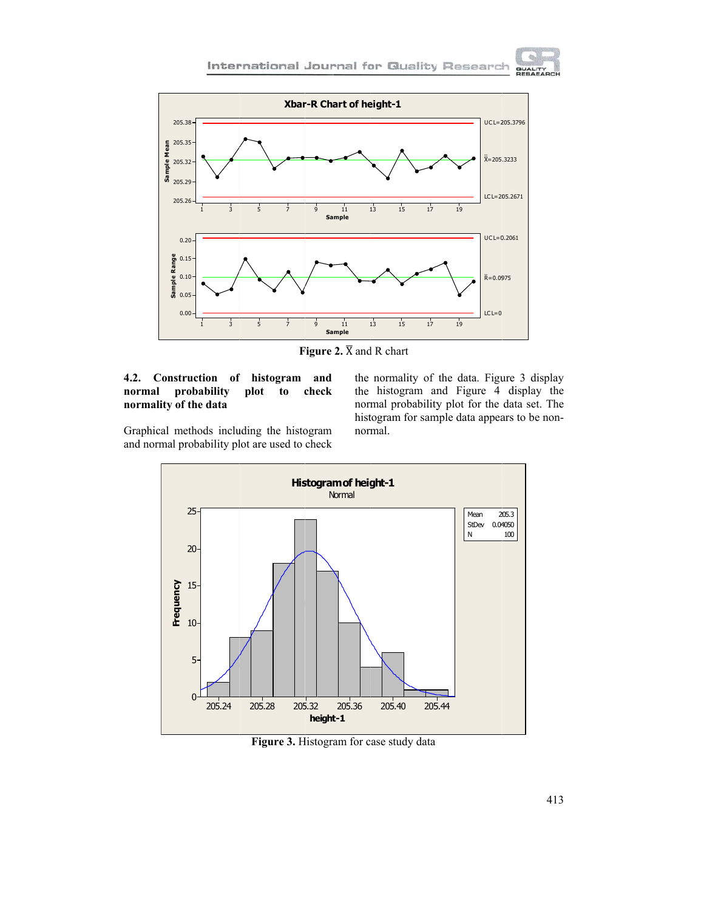Figure 2. $\overline{X}$ and R chart

#### 4.2. Construction of histogram and normal probability plot to check normality of the data

Graphical methods including the histogram and normal probability plot are used to check the normality of the data. Figure 3 display the histogram and Figure 4 display the normal probability plot for the data set. The histogram for sample data appears to be non-normal.

Figure 3. Histogram for case study data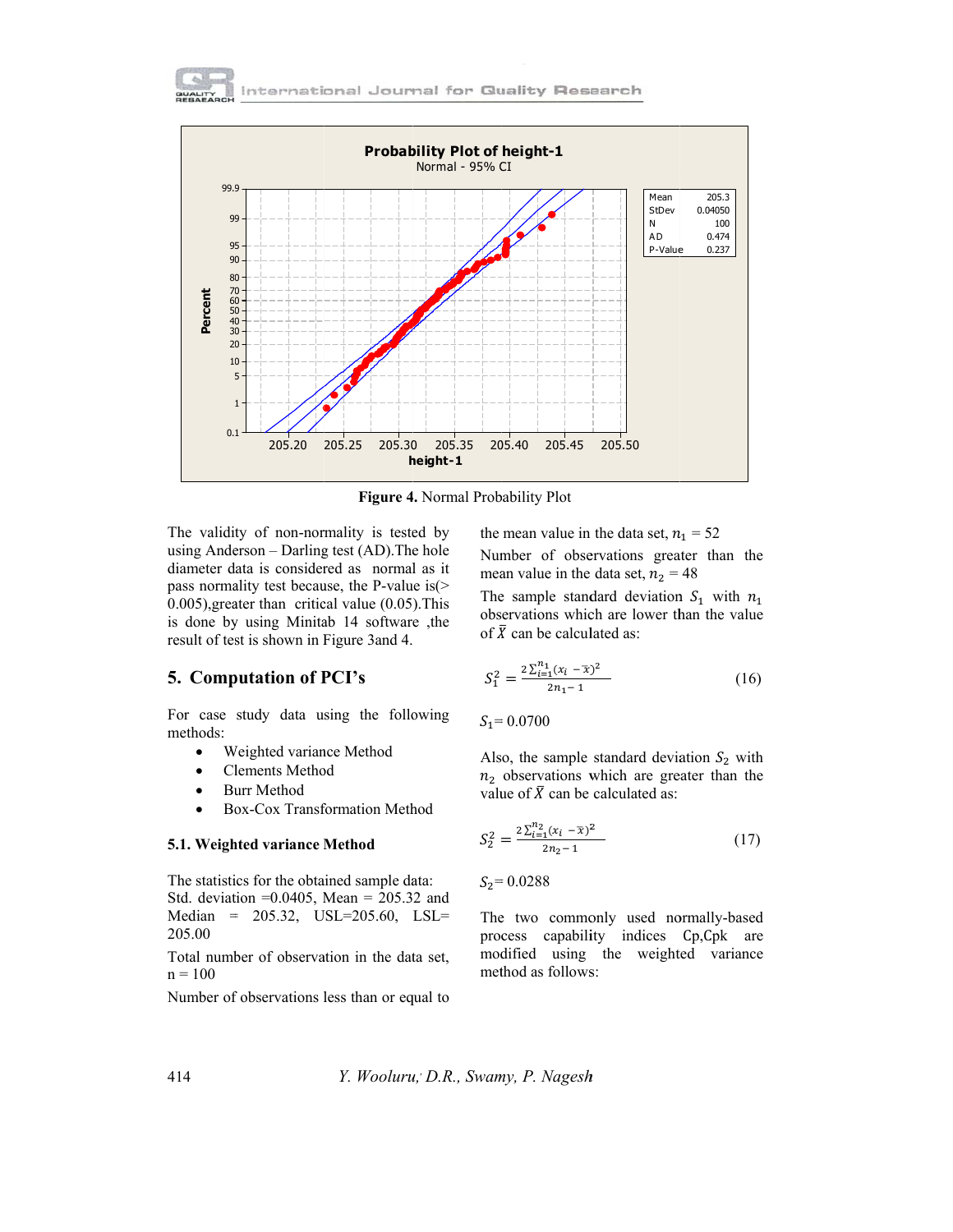Figure 4. Normal Probability Plot

The validity of non-normality is tested by using Anderson – Darling test (AD).The hole diameter data is considered as normal as it pass normality test because, the P-value is(> 0.005),greater than critical value (0.05).This is done by using Minitab 14 software ,the result of test is shown in Figure 3and 4.

## 5. Computation of PCI's

For case study data using the following methods:

- Weighted variance Method
- Clements Method
- Burr Method
- Box-Cox Transformation Method

### 5.1. Weighted variance Method

The statistics for the obtained sample data: Std. deviation =0.0405, Mean = 205.32 and Median = 205.32, USL=205.60, LSL= 205.00

Total number of observation in the data set, n = 100

Number of observations less than or equal to the mean value in the data set, $n_1$ = 52

Number of observations greater than the mean value in the data set, $n_2$ = 48

The sample standard deviation $S_1$ with $n_1$ observations which are lower than the value of $\bar{X}$ can be calculated as:

$$S_1^2 = \frac{2\sum_{i=1}^{n_1}(x_i - \bar{x})^2}{2n_1 - 1} \tag{16}$$

$S_1$= 0.0700

Also, the sample standard deviation $S_2$ with $n_2$ observations which are greater than the value of $\bar{X}$ can be calculated as:

$$S_2^2 = \frac{2\sum_{i=1}^{n_2}(x_i - \bar{x})^2}{2n_2 - 1} \tag{17}$$

$S_2$= 0.0288

The two commonly used normally-based process capability indices Cp,Cpk are modified using the weighted variance method as follows: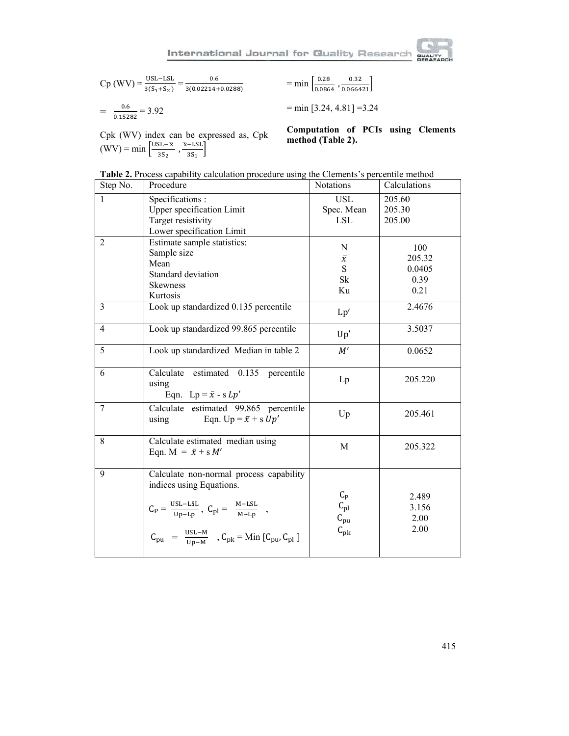$$Cp\ (WV) = \frac{USL - LSL}{3(S_1 + S_2)} = \frac{0.6}{3(0.02214 + 0.0288)}$$

$$= \frac{0.6}{0.15282} = 3.92$$

Cpk (WV) index can be expressed as, Cpk (WV) = min $\left[\frac{USL - \bar{x}}{3S_2}, \frac{\bar{x} - LSL}{3S_1}\right]$

$$= \min\left[\frac{0.28}{0.0864}, \frac{0.32}{0.066421}\right]$$

$$= \min\ [3.24, 4.81] = 3.24$$

**Computation of PCIs using Clements method (Table 2).**

**Table 2.** Process capability calculation procedure using the Clements's percentile method

| Step No. | Procedure | Notations | Calculations |
|---|---|---|---|
| 1 | Specifications :<br>Upper specification Limit<br>Target resistivity<br>Lower specification Limit | USL<br>Spec. Mean<br>LSL | 205.60<br>205.30<br>205.00 |
| 2 | Estimate sample statistics:<br>Sample size<br>Mean<br>Standard deviation<br>Skewness<br>Kurtosis | N<br>$\bar{x}$<br>S<br>Sk<br>Ku | 100<br>205.32<br>0.0405<br>0.39<br>0.21 |
| 3 | Look up standardized 0.135 percentile | $Lp'$ | 2.4676 |
| 4 | Look up standardized 99.865 percentile | $Up'$ | 3.5037 |
| 5 | Look up standardized Median in table 2 | $M'$ | 0.0652 |
| 6 | Calculate estimated 0.135 percentile using Eqn. $Lp = \bar{x} - s\,Lp'$ | Lp | 205.220 |
| 7 | Calculate estimated 99.865 percentile using Eqn. $Up = \bar{x} + s\,Up'$ | Up | 205.461 |
| 8 | Calculate estimated median using Eqn. $M = \bar{x} + s\,M'$ | M | 205.322 |
| 9 | Calculate non-normal process capability indices using Equations.<br>$C_p = \frac{USL - LSL}{Up - Lp}$, $C_{pl} = \frac{M - LSL}{M - Lp}$,<br>$C_{pu} = \frac{USL - M}{Up - M}$, $C_{pk} = \text{Min}\ [C_{pu}, C_{pl}]$ | $C_p$<br>$C_{pl}$<br>$C_{pu}$<br>$C_{pk}$ | 2.489<br>3.156<br>2.00<br>2.00 |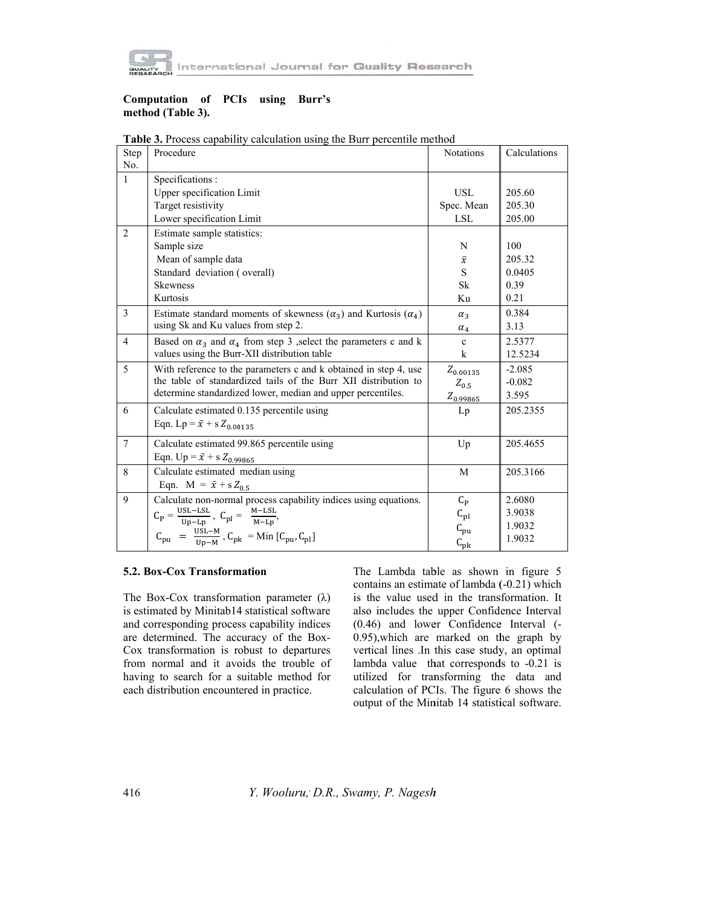**Computation of PCIs using Burr's method (Table 3).**

**Table 3.** Process capability calculation using the Burr percentile method

| Step No. | Procedure | Notations | Calculations |
|---|---|---|---|
| 1 | Specifications :<br>Upper specification Limit<br>Target resistivity<br>Lower specification Limit | <br>USL<br>Spec. Mean<br>LSL | <br>205.60<br>205.30<br>205.00 |
| 2 | Estimate sample statistics:<br>Sample size<br>Mean of sample data<br>Standard deviation ( overall)<br>Skewness<br>Kurtosis | <br>N<br>$\bar{x}$<br>S<br>Sk<br>Ku | <br>100<br>205.32<br>0.0405<br>0.39<br>0.21 |
| 3 | Estimate standard moments of skewness ($\alpha_3$) and Kurtosis ($\alpha_4$) using Sk and Ku values from step 2. | $\alpha_3$<br>$\alpha_4$ | 0.384<br>3.13 |
| 4 | Based on $\alpha_3$ and $\alpha_4$ from step 3 ,select the parameters c and k values using the Burr-XII distribution table | c<br>k | 2.5377<br>12.5234 |
| 5 | With reference to the parameters c and k obtained in step 4, use the table of standardized tails of the Burr XII distribution to determine standardized lower, median and upper percentiles. | $Z_{0.00135}$<br>$Z_{0.5}$<br>$Z_{0.99865}$ | -2.085<br>-0.082<br>3.595 |
| 6 | Calculate estimated 0.135 percentile using<br>Eqn. Lp = $\bar{x}$ + s $Z_{0.00135}$ | Lp | 205.2355 |
| 7 | Calculate estimated 99.865 percentile using<br>Eqn. Up = $\bar{x}$ + s $Z_{0.99865}$ | Up | 205.4655 |
| 8 | Calculate estimated median using<br>Eqn. M = $\bar{x}$ + s $Z_{0.5}$ | M | 205.3166 |
| 9 | Calculate non-normal process capability indices using equations.<br>$C_P = \frac{USL-LSL}{Up-Lp}$, $C_{pl} = \frac{M-LSL}{M-Lp}$,<br>$C_{pu} = \frac{USL-M}{Up-M}$, $C_{pk}$ = Min [$C_{pu}, C_{pl}$] | $C_P$<br>$C_{pl}$<br>$C_{pu}$<br>$C_{pk}$ | 2.6080<br>3.9038<br>1.9032<br>1.9032 |

### 5.2. Box-Cox Transformation

The Box-Cox transformation parameter (λ) is estimated by Minitab14 statistical software and corresponding process capability indices are determined. The accuracy of the Box-Cox transformation is robust to departures from normal and it avoids the trouble of having to search for a suitable method for each distribution encountered in practice.

The Lambda table as shown in figure 5 contains an estimate of lambda (-0.21) which is the value used in the transformation. It also includes the upper Confidence Interval (0.46) and lower Confidence Interval (-0.95),which are marked on the graph by vertical lines .In this case study, an optimal lambda value that corresponds to -0.21 is utilized for transforming the data and calculation of PCIs. The figure 6 shows the output of the Minitab 14 statistical software.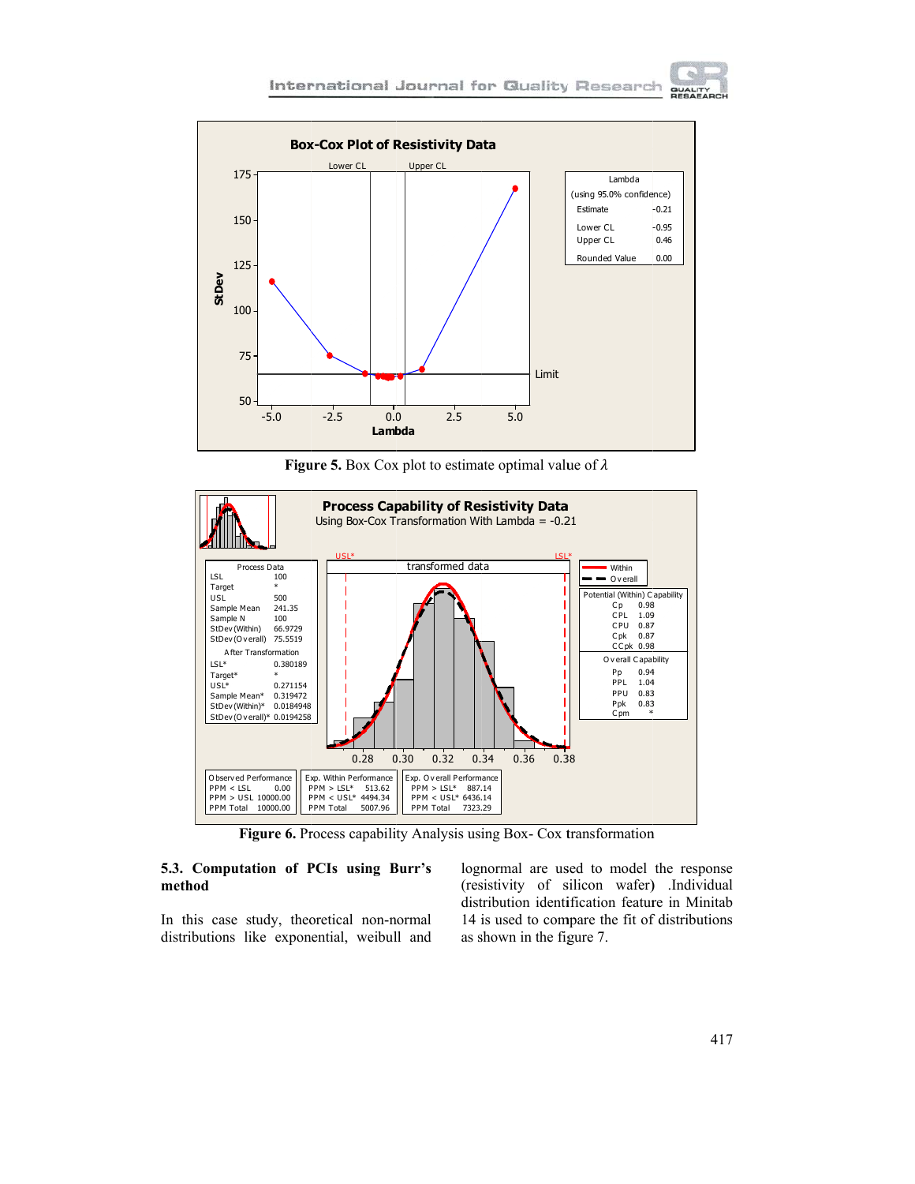Figure 5. Box Cox plot to estimate optimal value of $\lambda$

Figure 6. Process capability Analysis using Box- Cox transformation

### 5.3. Computation of PCIs using Burr's method

In this case study, theoretical non-normal distributions like exponential, weibull and lognormal are used to model the response (resistivity of silicon wafer) .Individual distribution identification feature in Minitab 14 is used to compare the fit of distributions as shown in the figure 7.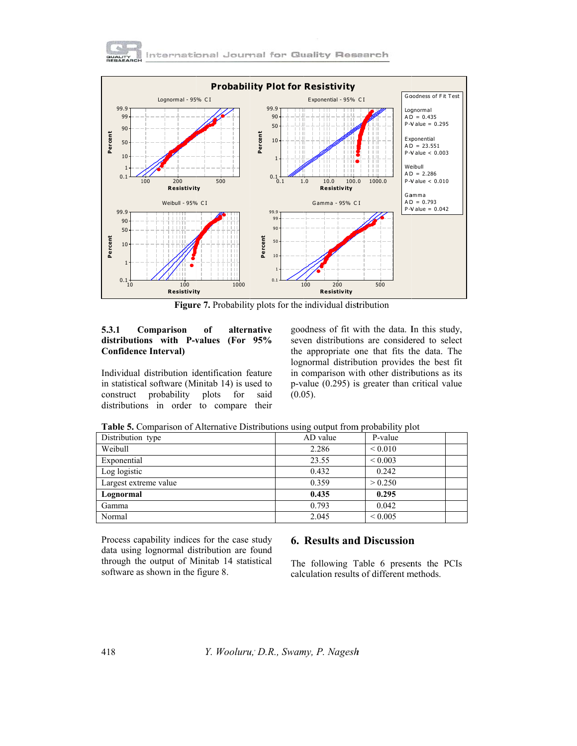Probability Plot for Resistivity

Goodness of Fit Test

Lognormal
AD = 0.435
P-Value = 0.295

Exponential
AD = 23.551
P-Value < 0.003

Weibull
AD = 2.286
P-Value < 0.010

Gamma
AD = 0.793
P-Value = 0.042

**Figure 7.** Probability plots for the individual distribution

#### 5.3.1 Comparison of alternative distributions with P-values (For 95% Confidence Interval)

Individual distribution identification feature in statistical software (Minitab 14) is used to construct probability plots for said distributions in order to compare their goodness of fit with the data. In this study, seven distributions are considered to select the appropriate one that fits the data. The lognormal distribution provides the best fit in comparison with other distributions as its p-value (0.295) is greater than critical value (0.05).

**Table 5.** Comparison of Alternative Distributions using output from probability plot

| Distribution type | AD value | P-value | |
|---|---|---|---|
| Weibull | 2.286 | < 0.010 | |
| Exponential | 23.55 | < 0.003 | |
| Log logistic | 0.432 | 0.242 | |
| Largest extreme value | 0.359 | > 0.250 | |
| **Lognormal** | **0.435** | **0.295** | |
| Gamma | 0.793 | 0.042 | |
| Normal | 2.045 | < 0.005 | |

Process capability indices for the case study data using lognormal distribution are found through the output of Minitab 14 statistical software as shown in the figure 8.

## 6. Results and Discussion

The following Table 6 presents the PCIs calculation results of different methods.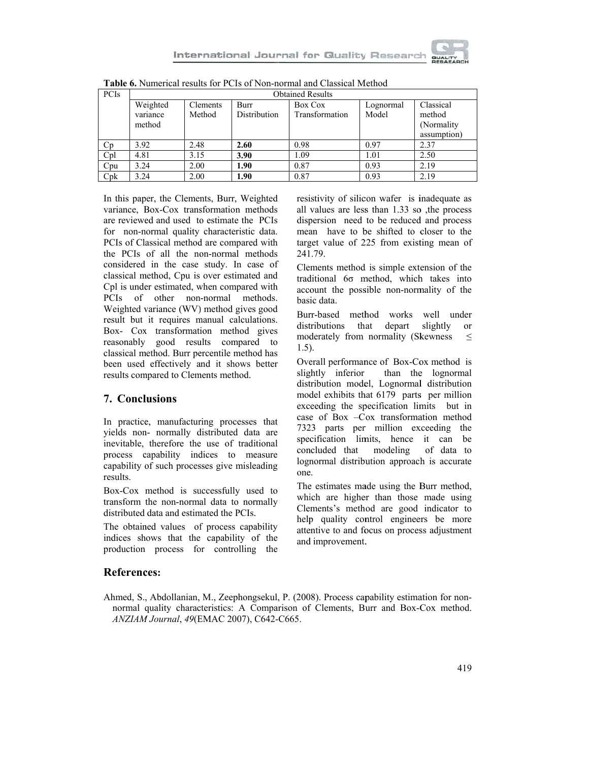**Table 6.** Numerical results for PCIs of Non-normal and Classical Method

| PCIs | Obtained Results | | | | | |
|---|---|---|---|---|---|---|
| | Weighted variance method | Clements Method | Burr Distribution | Box Cox Transformation | Lognormal Model | Classical method (Normality assumption) |
| Cp | 3.92 | 2.48 | **2.60** | 0.98 | 0.97 | 2.37 |
| Cpl | 4.81 | 3.15 | **3.90** | 1.09 | 1.01 | 2.50 |
| Cpu | 3.24 | 2.00 | **1.90** | 0.87 | 0.93 | 2.19 |
| Cpk | 3.24 | 2.00 | **1.90** | 0.87 | 0.93 | 2.19 |

In this paper, the Clements, Burr, Weighted variance, Box-Cox transformation methods are reviewed and used to estimate the PCIs for non-normal quality characteristic data. PCIs of Classical method are compared with the PCIs of all the non-normal methods considered in the case study. In case of classical method, Cpu is over estimated and Cpl is under estimated, when compared with PCIs of other non-normal methods. Weighted variance (WV) method gives good result but it requires manual calculations. Box- Cox transformation method gives reasonably good results compared to classical method. Burr percentile method has been used effectively and it shows better results compared to Clements method.

## 7. Conclusions

In practice, manufacturing processes that yields non- normally distributed data are inevitable, therefore the use of traditional process capability indices to measure capability of such processes give misleading results.

Box-Cox method is successfully used to transform the non-normal data to normally distributed data and estimated the PCIs.

The obtained values of process capability indices shows that the capability of the production process for controlling the resistivity of silicon wafer is inadequate as all values are less than 1.33 so ,the process dispersion need to be reduced and process mean have to be shifted to closer to the target value of 225 from existing mean of 241.79.

Clements method is simple extension of the traditional 6σ method, which takes into account the possible non-normality of the basic data.

Burr-based method works well under distributions that depart slightly or moderately from normality (Skewness ≤ 1.5).

Overall performance of Box-Cox method is slightly inferior than the lognormal distribution model, Lognormal distribution model exhibits that 6179 parts per million exceeding the specification limits but in case of Box –Cox transformation method 7323 parts per million exceeding the specification limits, hence it can be concluded that modeling of data to lognormal distribution approach is accurate one.

The estimates made using the Burr method, which are higher than those made using Clements's method are good indicator to help quality control engineers be more attentive to and focus on process adjustment and improvement.

## References:

Ahmed, S., Abdollanian, M., Zeephongsekul, P. (2008). Process capability estimation for non-normal quality characteristics: A Comparison of Clements, Burr and Box-Cox method. *ANZIAM Journal*, *49*(EMAC 2007), C642-C665.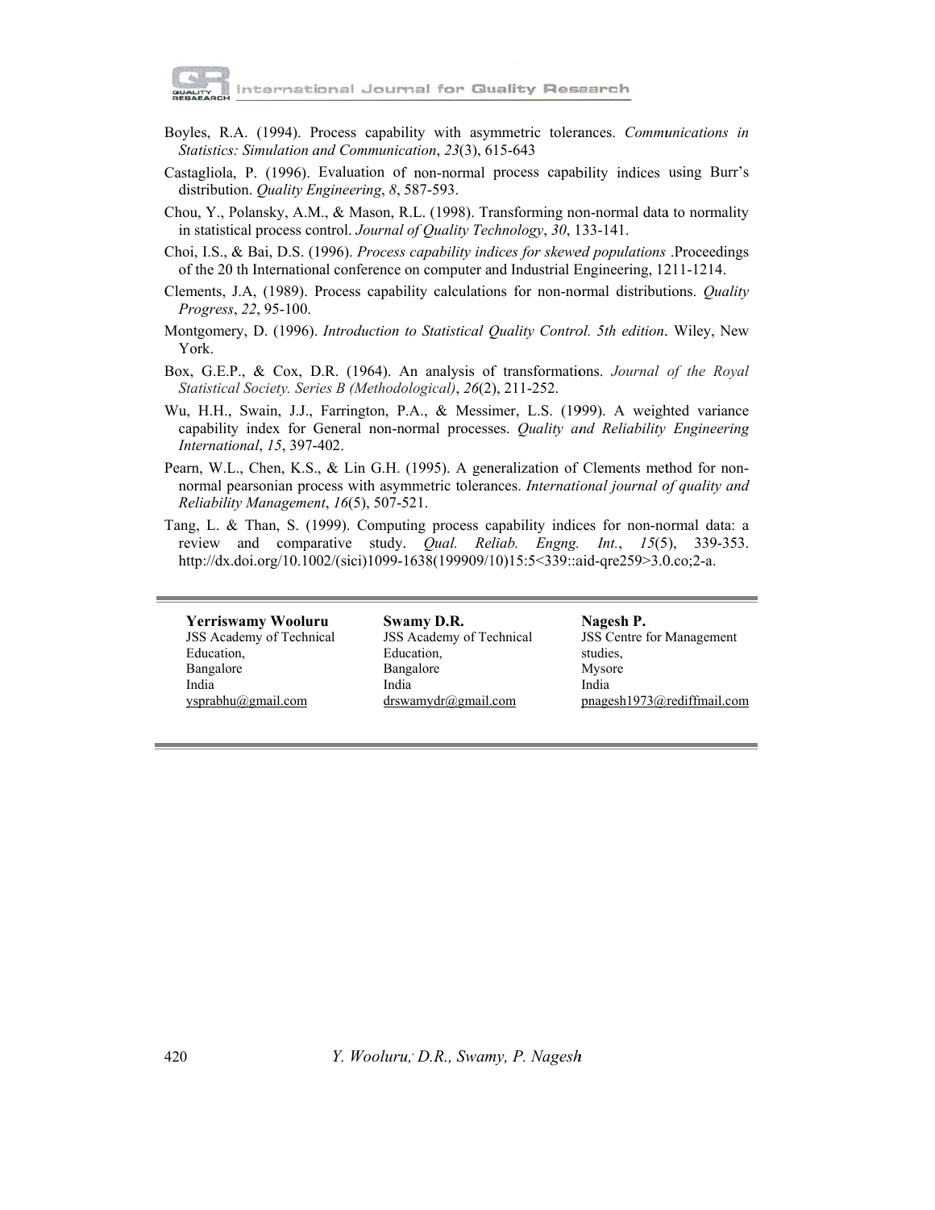Boyles, R.A. (1994). Process capability with asymmetric tolerances. *Communications in Statistics: Simulation and Communication*, *23*(3), 615-643

Castagliola, P. (1996). Evaluation of non-normal process capability indices using Burr's distribution. *Quality Engineering*, *8*, 587-593.

Chou, Y., Polansky, A.M., & Mason, R.L. (1998). Transforming non-normal data to normality in statistical process control. *Journal of Quality Technology*, *30*, 133-141.

Choi, I.S., & Bai, D.S. (1996). *Process capability indices for skewed populations* .Proceedings of the 20 th International conference on computer and Industrial Engineering, 1211-1214.

Clements, J.A, (1989). Process capability calculations for non-normal distributions. *Quality Progress*, *22*, 95-100.

Montgomery, D. (1996). *Introduction to Statistical Quality Control. 5th edition*. Wiley, New York.

Box, G.E.P., & Cox, D.R. (1964). An analysis of transformations. *Journal of the Royal Statistical Society. Series B (Methodological)*, *26*(2), 211-252.

Wu, H.H., Swain, J.J., Farrington, P.A., & Messimer, L.S. (1999). A weighted variance capability index for General non-normal processes. *Quality and Reliability Engineering International*, *15*, 397-402.

Pearn, W.L., Chen, K.S., & Lin G.H. (1995). A generalization of Clements method for non-normal pearsonian process with asymmetric tolerances. *International journal of quality and Reliability Management*, *16*(5), 507-521.

Tang, L. & Than, S. (1999). Computing process capability indices for non-normal data: a review and comparative study. *Qual. Reliab. Engng. Int.*, *15*(5), 339-353. http://dx.doi.org/10.1002/(sici)1099-1638(199909/10)15:5<339::aid-qre259>3.0.co;2-a.

---

**Yerriswamy Wooluru**
JSS Academy of Technical Education,
Bangalore
India
ysprabhu@gmail.com

**Swamy D.R.**
JSS Academy of Technical Education,
Bangalore
India
drswamydr@gmail.com

**Nagesh P.**
JSS Centre for Management studies,
Mysore
India
pnagesh1973@rediffmail.com

---